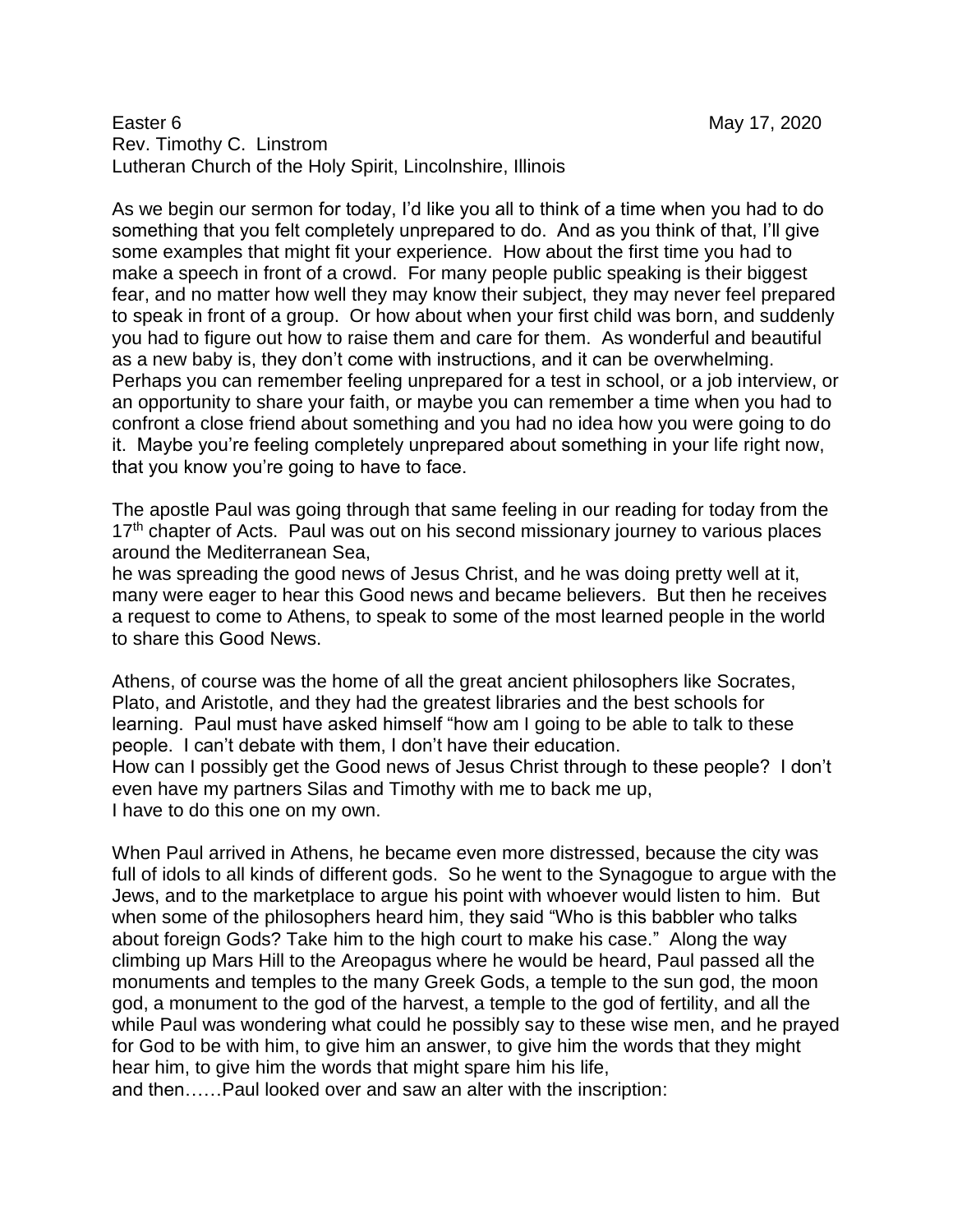Easter 6 May 17, 2020
Rev. Timothy C. Linstrom
Lutheran Church of the Holy Spirit, Lincolnshire, Illinois

As we begin our sermon for today, I'd like you all to think of a time when you had to do something that you felt completely unprepared to do. And as you think of that, I'll give some examples that might fit your experience. How about the first time you had to make a speech in front of a crowd. For many people public speaking is their biggest fear, and no matter how well they may know their subject, they may never feel prepared to speak in front of a group. Or how about when your first child was born, and suddenly you had to figure out how to raise them and care for them. As wonderful and beautiful as a new baby is, they don't come with instructions, and it can be overwhelming. Perhaps you can remember feeling unprepared for a test in school, or a job interview, or an opportunity to share your faith, or maybe you can remember a time when you had to confront a close friend about something and you had no idea how you were going to do it. Maybe you're feeling completely unprepared about something in your life right now, that you know you're going to have to face.

The apostle Paul was going through that same feeling in our reading for today from the 17th chapter of Acts. Paul was out on his second missionary journey to various places around the Mediterranean Sea,
he was spreading the good news of Jesus Christ, and he was doing pretty well at it, many were eager to hear this Good news and became believers. But then he receives a request to come to Athens, to speak to some of the most learned people in the world to share this Good News.

Athens, of course was the home of all the great ancient philosophers like Socrates, Plato, and Aristotle, and they had the greatest libraries and the best schools for learning. Paul must have asked himself "how am I going to be able to talk to these people. I can't debate with them, I don't have their education.
How can I possibly get the Good news of Jesus Christ through to these people? I don't even have my partners Silas and Timothy with me to back me up,
I have to do this one on my own.

When Paul arrived in Athens, he became even more distressed, because the city was full of idols to all kinds of different gods. So he went to the Synagogue to argue with the Jews, and to the marketplace to argue his point with whoever would listen to him. But when some of the philosophers heard him, they said "Who is this babbler who talks about foreign Gods? Take him to the high court to make his case." Along the way climbing up Mars Hill to the Areopagus where he would be heard, Paul passed all the monuments and temples to the many Greek Gods, a temple to the sun god, the moon god, a monument to the god of the harvest, a temple to the god of fertility, and all the while Paul was wondering what could he possibly say to these wise men, and he prayed for God to be with him, to give him an answer, to give him the words that they might hear him, to give him the words that might spare him his life,
and then……Paul looked over and saw an alter with the inscription: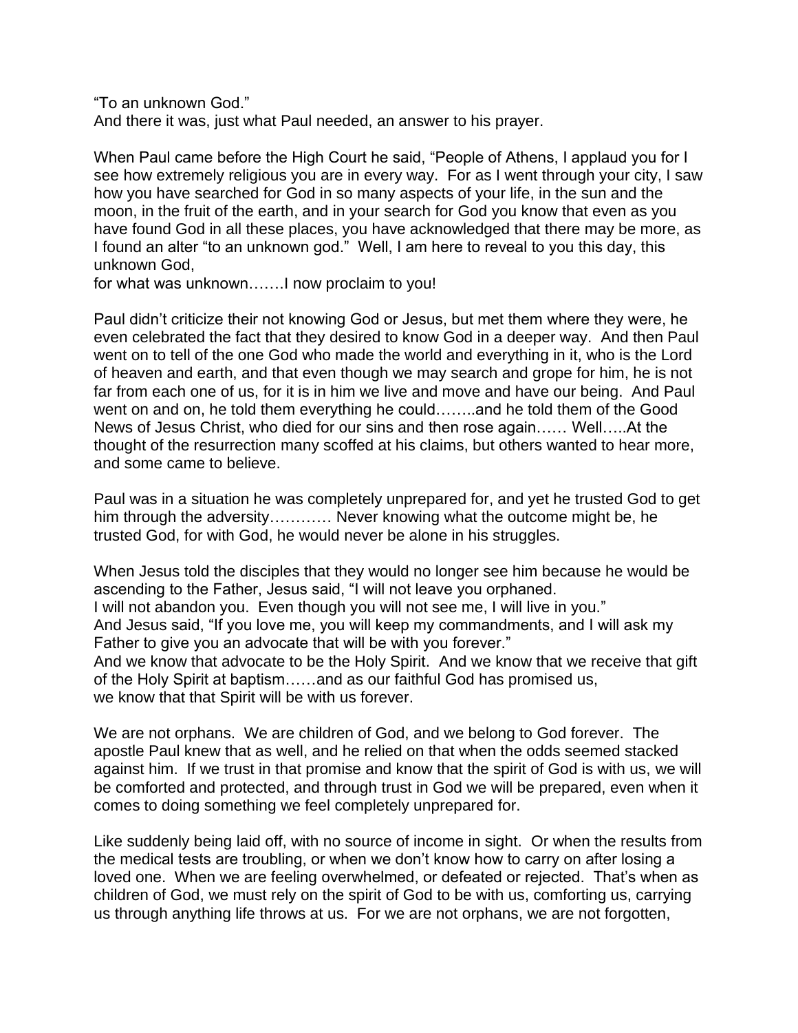"To an unknown God."
And there it was, just what Paul needed, an answer to his prayer.

When Paul came before the High Court he said, "People of Athens, I applaud you for I see how extremely religious you are in every way. For as I went through your city, I saw how you have searched for God in so many aspects of your life, in the sun and the moon, in the fruit of the earth, and in your search for God you know that even as you have found God in all these places, you have acknowledged that there may be more, as I found an alter "to an unknown god." Well, I am here to reveal to you this day, this unknown God,
for what was unknown…….I now proclaim to you!

Paul didn't criticize their not knowing God or Jesus, but met them where they were, he even celebrated the fact that they desired to know God in a deeper way. And then Paul went on to tell of the one God who made the world and everything in it, who is the Lord of heaven and earth, and that even though we may search and grope for him, he is not far from each one of us, for it is in him we live and move and have our being. And Paul went on and on, he told them everything he could……..and he told them of the Good News of Jesus Christ, who died for our sins and then rose again…… Well…..At the thought of the resurrection many scoffed at his claims, but others wanted to hear more, and some came to believe.

Paul was in a situation he was completely unprepared for, and yet he trusted God to get him through the adversity………… Never knowing what the outcome might be, he trusted God, for with God, he would never be alone in his struggles.

When Jesus told the disciples that they would no longer see him because he would be ascending to the Father, Jesus said, "I will not leave you orphaned.
I will not abandon you. Even though you will not see me, I will live in you."
And Jesus said, "If you love me, you will keep my commandments, and I will ask my Father to give you an advocate that will be with you forever."
And we know that advocate to be the Holy Spirit. And we know that we receive that gift of the Holy Spirit at baptism……and as our faithful God has promised us,
we know that that Spirit will be with us forever.

We are not orphans. We are children of God, and we belong to God forever. The apostle Paul knew that as well, and he relied on that when the odds seemed stacked against him. If we trust in that promise and know that the spirit of God is with us, we will be comforted and protected, and through trust in God we will be prepared, even when it comes to doing something we feel completely unprepared for.

Like suddenly being laid off, with no source of income in sight. Or when the results from the medical tests are troubling, or when we don't know how to carry on after losing a loved one. When we are feeling overwhelmed, or defeated or rejected. That's when as children of God, we must rely on the spirit of God to be with us, comforting us, carrying us through anything life throws at us. For we are not orphans, we are not forgotten,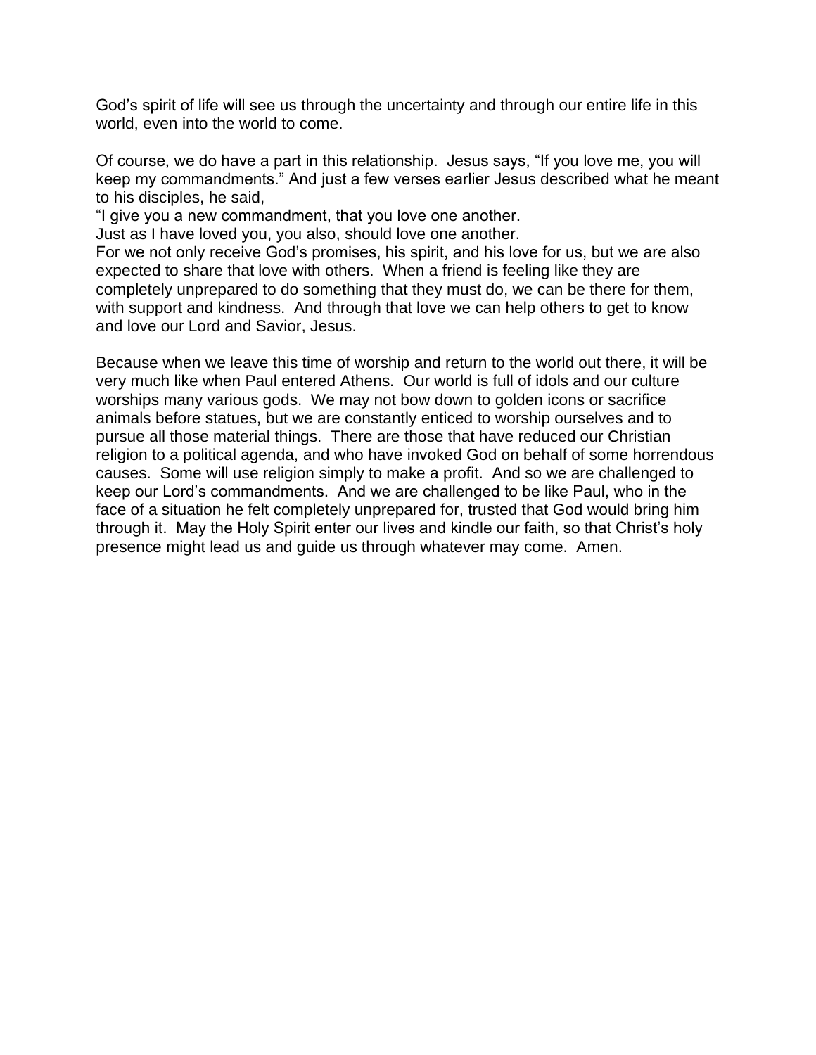God's spirit of life will see us through the uncertainty and through our entire life in this world, even into the world to come.

Of course, we do have a part in this relationship. Jesus says, "If you love me, you will keep my commandments." And just a few verses earlier Jesus described what he meant to his disciples, he said,
"I give you a new commandment, that you love one another.
Just as I have loved you, you also, should love one another.
For we not only receive God's promises, his spirit, and his love for us, but we are also expected to share that love with others. When a friend is feeling like they are completely unprepared to do something that they must do, we can be there for them, with support and kindness. And through that love we can help others to get to know and love our Lord and Savior, Jesus.

Because when we leave this time of worship and return to the world out there, it will be very much like when Paul entered Athens. Our world is full of idols and our culture worships many various gods. We may not bow down to golden icons or sacrifice animals before statues, but we are constantly enticed to worship ourselves and to pursue all those material things. There are those that have reduced our Christian religion to a political agenda, and who have invoked God on behalf of some horrendous causes. Some will use religion simply to make a profit. And so we are challenged to keep our Lord's commandments. And we are challenged to be like Paul, who in the face of a situation he felt completely unprepared for, trusted that God would bring him through it. May the Holy Spirit enter our lives and kindle our faith, so that Christ's holy presence might lead us and guide us through whatever may come. Amen.